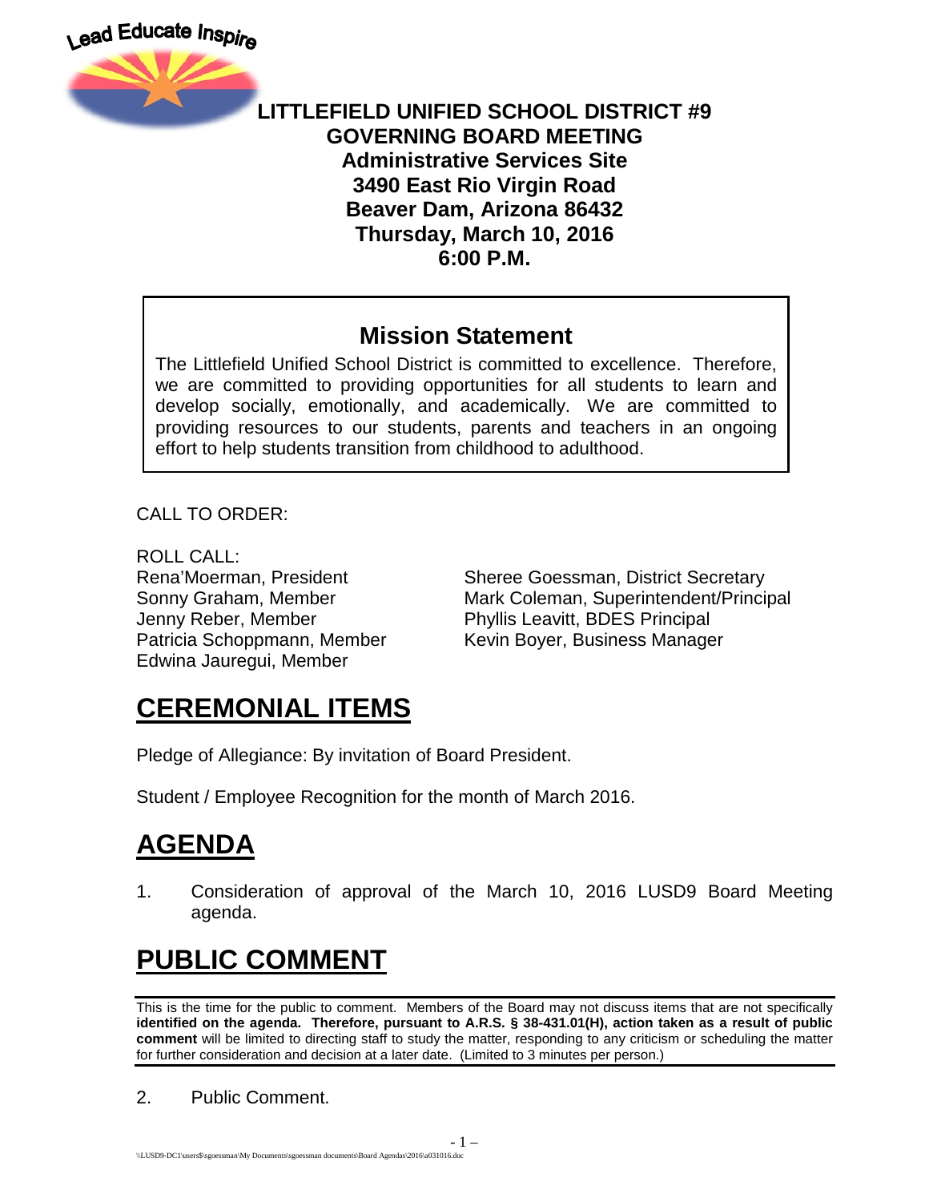Lead Educate Inspire

**LITTLEFIELD UNIFIED SCHOOL DISTRICT #9**
**GOVERNING BOARD MEETING**
**Administrative Services Site**
**3490 East Rio Virgin Road**
**Beaver Dam, Arizona 86432**
**Thursday, March 10, 2016**
**6:00 P.M.**

## Mission Statement

The Littlefield Unified School District is committed to excellence. Therefore, we are committed to providing opportunities for all students to learn and develop socially, emotionally, and academically. We are committed to providing resources to our students, parents and teachers in an ongoing effort to help students transition from childhood to adulthood.

CALL TO ORDER:

ROLL CALL:

Rena'Moerman, President
Sonny Graham, Member
Jenny Reber, Member
Patricia Schoppmann, Member
Edwina Jauregui, Member

Sheree Goessman, District Secretary
Mark Coleman, Superintendent/Principal
Phyllis Leavitt, BDES Principal
Kevin Boyer, Business Manager

# CEREMONIAL ITEMS

Pledge of Allegiance: By invitation of Board President.

Student / Employee Recognition for the month of March 2016.

# AGENDA

1. Consideration of approval of the March 10, 2016 LUSD9 Board Meeting agenda.

# PUBLIC COMMENT

This is the time for the public to comment. Members of the Board may not discuss items that are not specifically **identified on the agenda. Therefore, pursuant to A.R.S. § 38-431.01(H), action taken as a result of public comment** will be limited to directing staff to study the matter, responding to any criticism or scheduling the matter for further consideration and decision at a later date. (Limited to 3 minutes per person.)

2. Public Comment.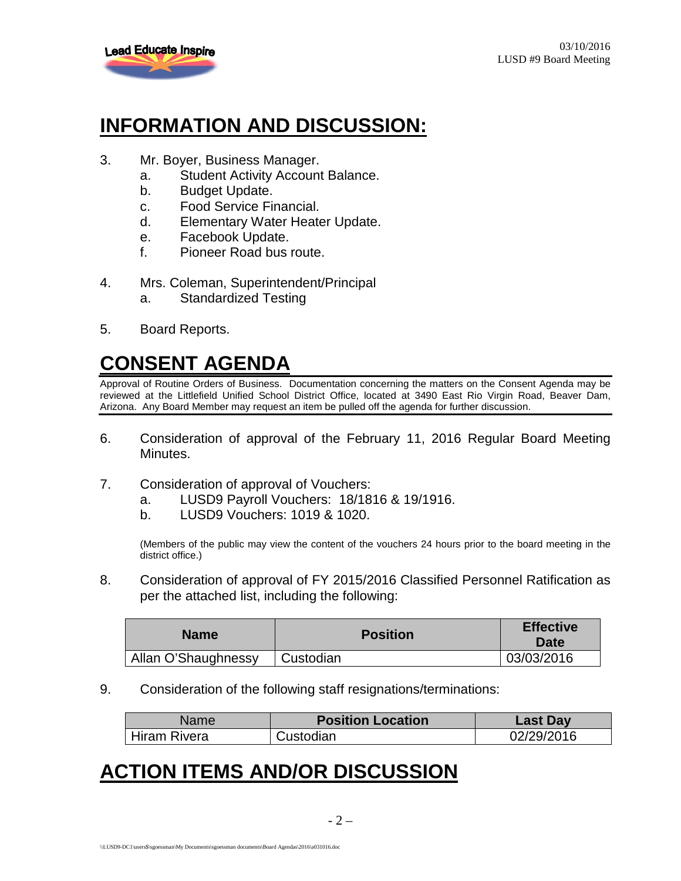## INFORMATION AND DISCUSSION:

3. Mr. Boyer, Business Manager.
   a. Student Activity Account Balance.
   b. Budget Update.
   c. Food Service Financial.
   d. Elementary Water Heater Update.
   e. Facebook Update.
   f. Pioneer Road bus route.

4. Mrs. Coleman, Superintendent/Principal
   a. Standardized Testing

5. Board Reports.

## CONSENT AGENDA

Approval of Routine Orders of Business. Documentation concerning the matters on the Consent Agenda may be reviewed at the Littlefield Unified School District Office, located at 3490 East Rio Virgin Road, Beaver Dam, Arizona. Any Board Member may request an item be pulled off the agenda for further discussion.

6. Consideration of approval of the February 11, 2016 Regular Board Meeting Minutes.

7. Consideration of approval of Vouchers:
   a. LUSD9 Payroll Vouchers: 18/1816 & 19/1916.
   b. LUSD9 Vouchers: 1019 & 1020.

   (Members of the public may view the content of the vouchers 24 hours prior to the board meeting in the district office.)

8. Consideration of approval of FY 2015/2016 Classified Personnel Ratification as per the attached list, including the following:

| Name | Position | Effective Date |
|---|---|---|
| Allan O'Shaughnessy | Custodian | 03/03/2016 |

9. Consideration of the following staff resignations/terminations:

| Name | Position Location | Last Day |
|---|---|---|
| Hiram Rivera | Custodian | 02/29/2016 |

## ACTION ITEMS AND/OR DISCUSSION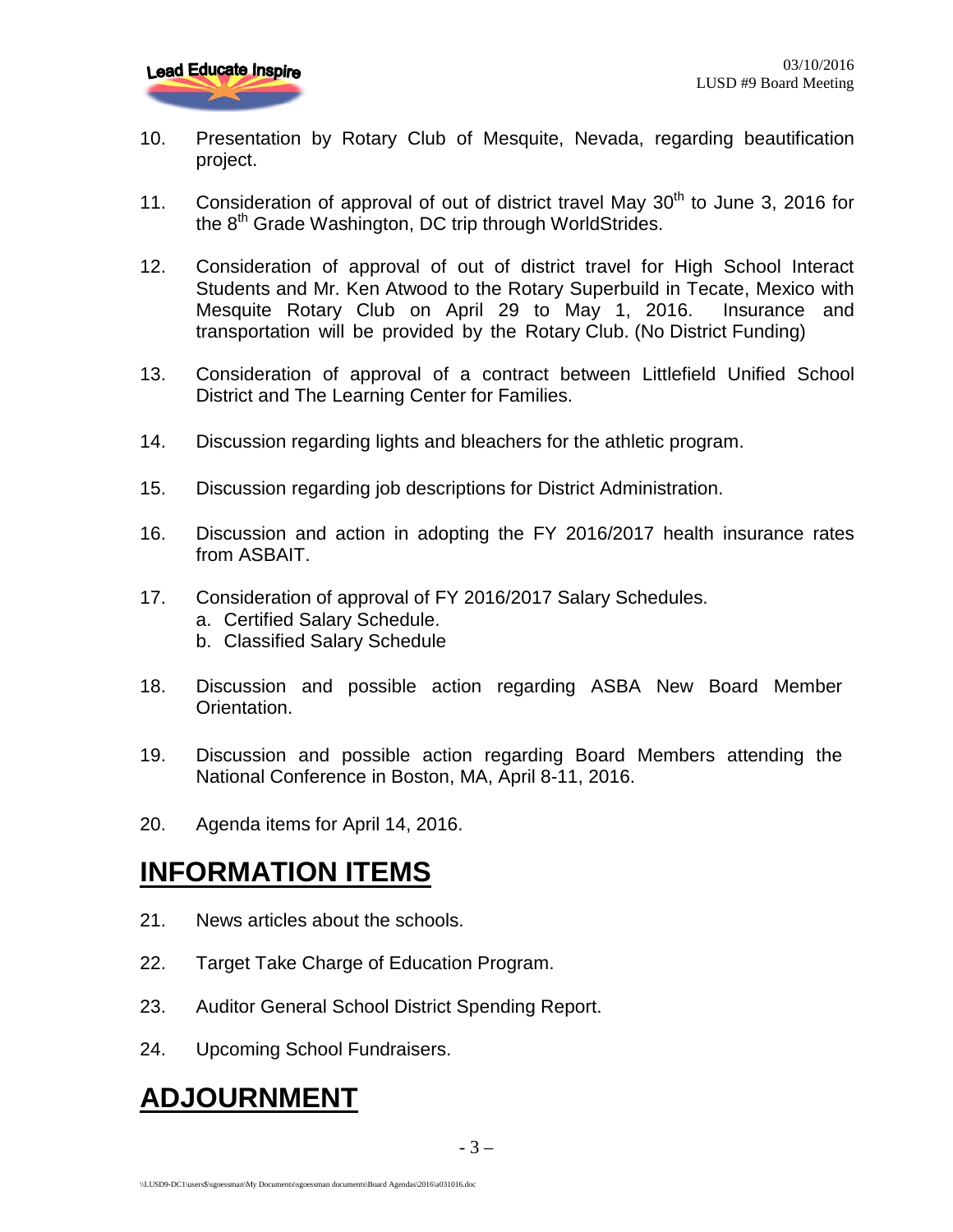10. Presentation by Rotary Club of Mesquite, Nevada, regarding beautification project.

11. Consideration of approval of out of district travel May 30th to June 3, 2016 for the 8th Grade Washington, DC trip through WorldStrides.

12. Consideration of approval of out of district travel for High School Interact Students and Mr. Ken Atwood to the Rotary Superbuild in Tecate, Mexico with Mesquite Rotary Club on April 29 to May 1, 2016. Insurance and transportation will be provided by the Rotary Club. (No District Funding)

13. Consideration of approval of a contract between Littlefield Unified School District and The Learning Center for Families.

14. Discussion regarding lights and bleachers for the athletic program.

15. Discussion regarding job descriptions for District Administration.

16. Discussion and action in adopting the FY 2016/2017 health insurance rates from ASBAIT.

17. Consideration of approval of FY 2016/2017 Salary Schedules.
    a. Certified Salary Schedule.
    b. Classified Salary Schedule

18. Discussion and possible action regarding ASBA New Board Member Orientation.

19. Discussion and possible action regarding Board Members attending the National Conference in Boston, MA, April 8-11, 2016.

20. Agenda items for April 14, 2016.

# INFORMATION ITEMS

21. News articles about the schools.

22. Target Take Charge of Education Program.

23. Auditor General School District Spending Report.

24. Upcoming School Fundraisers.

# ADJOURNMENT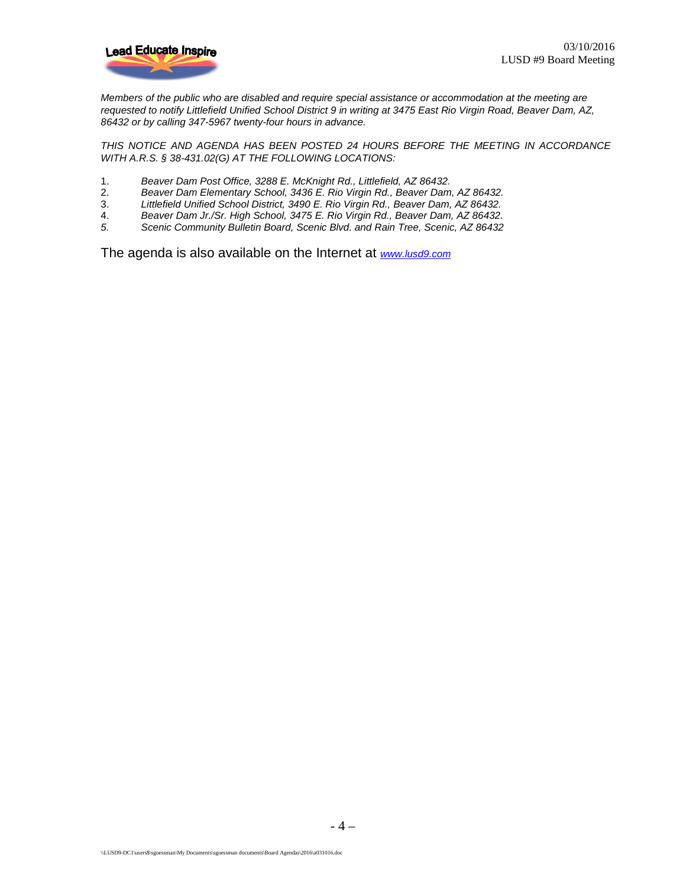*Members of the public who are disabled and require special assistance or accommodation at the meeting are requested to notify Littlefield Unified School District 9 in writing at 3475 East Rio Virgin Road, Beaver Dam, AZ, 86432 or by calling 347-5967 twenty-four hours in advance.*

*THIS NOTICE AND AGENDA HAS BEEN POSTED 24 HOURS BEFORE THE MEETING IN ACCORDANCE WITH A.R.S. § 38-431.02(G) AT THE FOLLOWING LOCATIONS:*

1. *Beaver Dam Post Office, 3288 E. McKnight Rd., Littlefield, AZ 86432.*
2. *Beaver Dam Elementary School, 3436 E. Rio Virgin Rd., Beaver Dam, AZ 86432.*
3. *Littlefield Unified School District, 3490 E. Rio Virgin Rd., Beaver Dam, AZ 86432.*
4. *Beaver Dam Jr./Sr. High School, 3475 E. Rio Virgin Rd., Beaver Dam, AZ 86432.*
5. *Scenic Community Bulletin Board, Scenic Blvd. and Rain Tree, Scenic, AZ 86432*

The agenda is also available on the Internet at *www.lusd9.com*